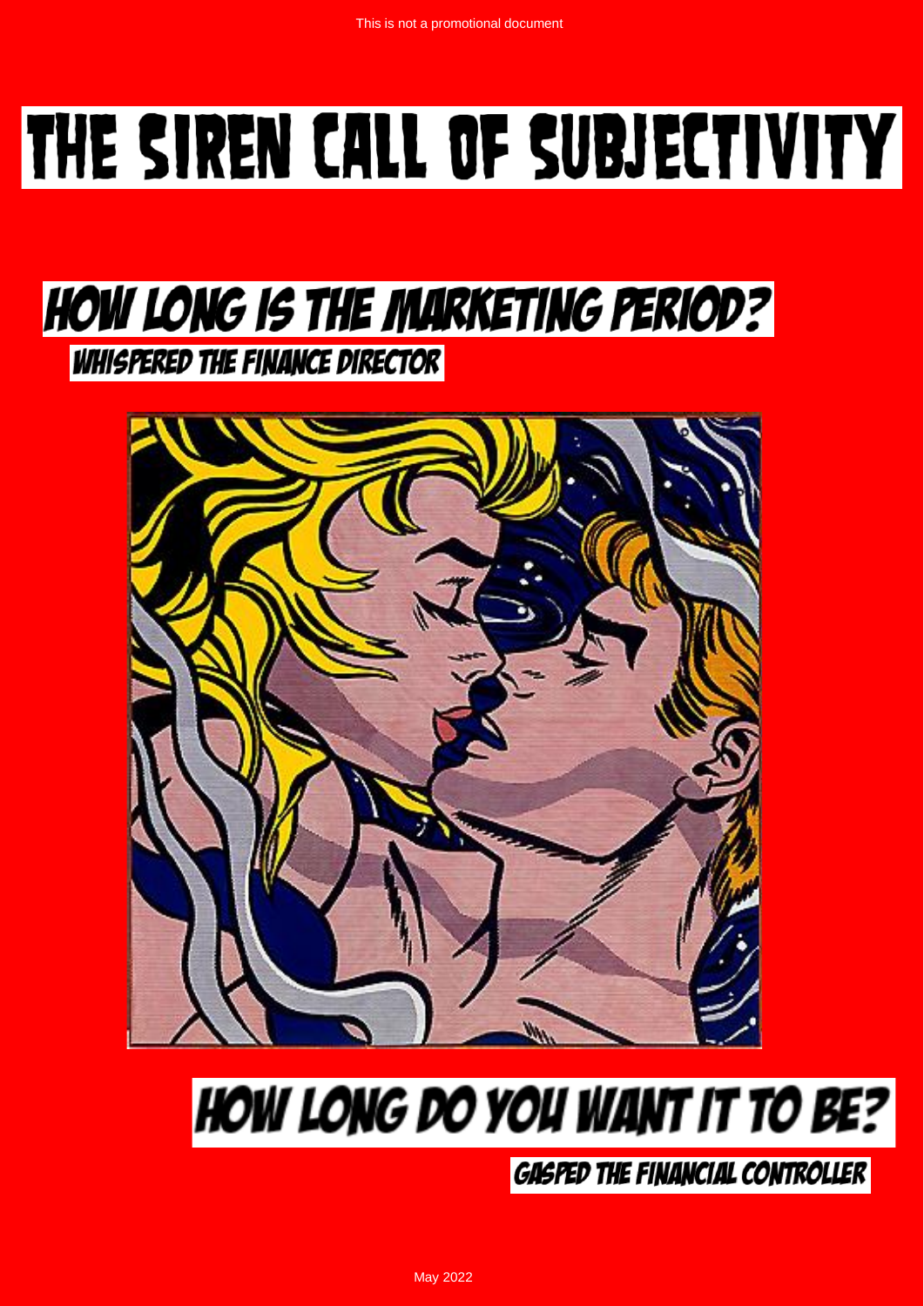This is not a promotional document

# THE SIREN CALL OF SUBJECTIVITY

## HOW LONG IS THE MARKETING PERIOD?

### WHISPERED THE FINANCE DIRECTOR

## HOW LONG DO YOU WANT IT TO BE?

### GASPED THE FINANCIAL CONTROLLER

May 2022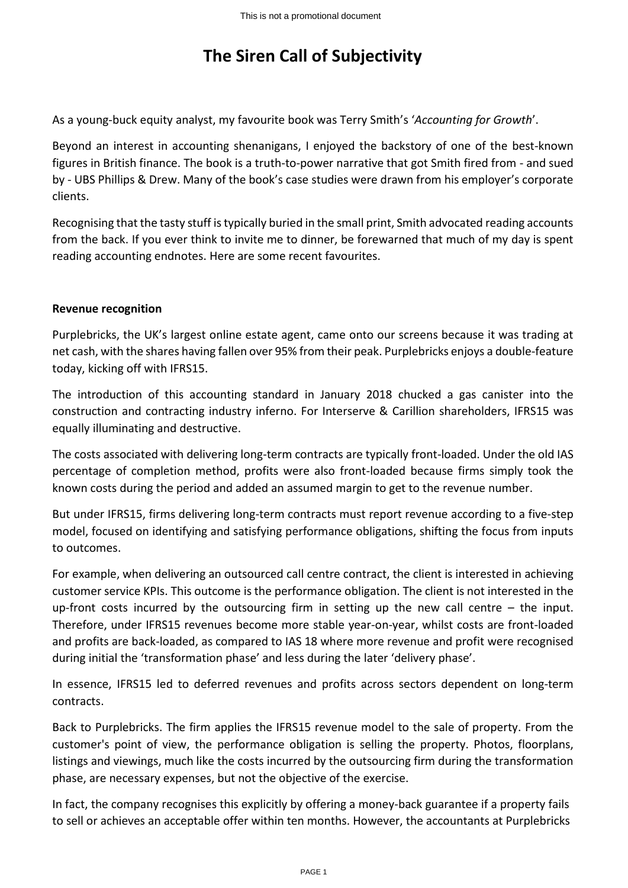# The Siren Call of Subjectivity

As a young-buck equity analyst, my favourite book was Terry Smith's '*Accounting for Growth*'.

Beyond an interest in accounting shenanigans, I enjoyed the backstory of one of the best-known figures in British finance. The book is a truth-to-power narrative that got Smith fired from - and sued by - UBS Phillips & Drew. Many of the book's case studies were drawn from his employer's corporate clients.

Recognising that the tasty stuff is typically buried in the small print, Smith advocated reading accounts from the back. If you ever think to invite me to dinner, be forewarned that much of my day is spent reading accounting endnotes. Here are some recent favourites.

**Revenue recognition**

Purplebricks, the UK's largest online estate agent, came onto our screens because it was trading at net cash, with the shares having fallen over 95% from their peak. Purplebricks enjoys a double-feature today, kicking off with IFRS15.

The introduction of this accounting standard in January 2018 chucked a gas canister into the construction and contracting industry inferno. For Interserve & Carillion shareholders, IFRS15 was equally illuminating and destructive.

The costs associated with delivering long-term contracts are typically front-loaded. Under the old IAS percentage of completion method, profits were also front-loaded because firms simply took the known costs during the period and added an assumed margin to get to the revenue number.

But under IFRS15, firms delivering long-term contracts must report revenue according to a five-step model, focused on identifying and satisfying performance obligations, shifting the focus from inputs to outcomes.

For example, when delivering an outsourced call centre contract, the client is interested in achieving customer service KPIs. This outcome is the performance obligation. The client is not interested in the up-front costs incurred by the outsourcing firm in setting up the new call centre – the input. Therefore, under IFRS15 revenues become more stable year-on-year, whilst costs are front-loaded and profits are back-loaded, as compared to IAS 18 where more revenue and profit were recognised during initial the 'transformation phase' and less during the later 'delivery phase'.

In essence, IFRS15 led to deferred revenues and profits across sectors dependent on long-term contracts.

Back to Purplebricks. The firm applies the IFRS15 revenue model to the sale of property. From the customer's point of view, the performance obligation is selling the property. Photos, floorplans, listings and viewings, much like the costs incurred by the outsourcing firm during the transformation phase, are necessary expenses, but not the objective of the exercise.

In fact, the company recognises this explicitly by offering a money-back guarantee if a property fails to sell or achieves an acceptable offer within ten months. However, the accountants at Purplebricks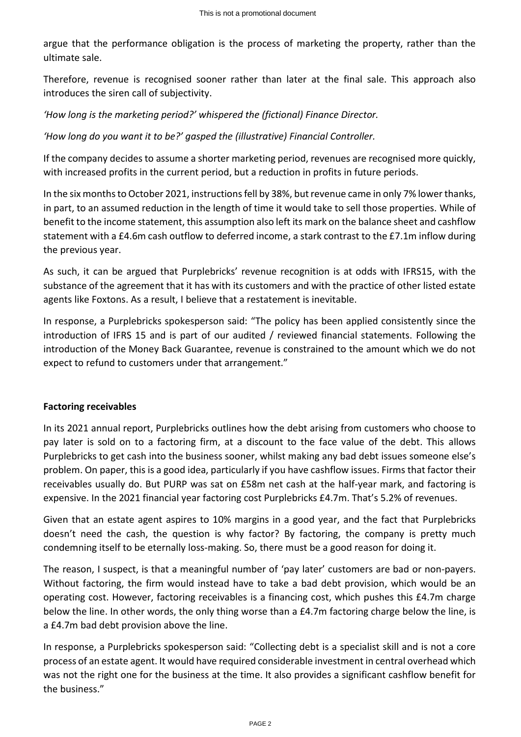argue that the performance obligation is the process of marketing the property, rather than the ultimate sale.

Therefore, revenue is recognised sooner rather than later at the final sale. This approach also introduces the siren call of subjectivity.

*'How long is the marketing period?' whispered the (fictional) Finance Director.*

*'How long do you want it to be?' gasped the (illustrative) Financial Controller.*

If the company decides to assume a shorter marketing period, revenues are recognised more quickly, with increased profits in the current period, but a reduction in profits in future periods.

In the six months to October 2021, instructions fell by 38%, but revenue came in only 7% lower thanks, in part, to an assumed reduction in the length of time it would take to sell those properties. While of benefit to the income statement, this assumption also left its mark on the balance sheet and cashflow statement with a £4.6m cash outflow to deferred income, a stark contrast to the £7.1m inflow during the previous year.

As such, it can be argued that Purplebricks' revenue recognition is at odds with IFRS15, with the substance of the agreement that it has with its customers and with the practice of other listed estate agents like Foxtons. As a result, I believe that a restatement is inevitable.

In response, a Purplebricks spokesperson said: "The policy has been applied consistently since the introduction of IFRS 15 and is part of our audited / reviewed financial statements. Following the introduction of the Money Back Guarantee, revenue is constrained to the amount which we do not expect to refund to customers under that arrangement."

**Factoring receivables**

In its 2021 annual report, Purplebricks outlines how the debt arising from customers who choose to pay later is sold on to a factoring firm, at a discount to the face value of the debt. This allows Purplebricks to get cash into the business sooner, whilst making any bad debt issues someone else's problem. On paper, this is a good idea, particularly if you have cashflow issues. Firms that factor their receivables usually do. But PURP was sat on £58m net cash at the half-year mark, and factoring is expensive. In the 2021 financial year factoring cost Purplebricks £4.7m. That's 5.2% of revenues.

Given that an estate agent aspires to 10% margins in a good year, and the fact that Purplebricks doesn't need the cash, the question is why factor? By factoring, the company is pretty much condemning itself to be eternally loss-making. So, there must be a good reason for doing it.

The reason, I suspect, is that a meaningful number of 'pay later' customers are bad or non-payers. Without factoring, the firm would instead have to take a bad debt provision, which would be an operating cost. However, factoring receivables is a financing cost, which pushes this £4.7m charge below the line. In other words, the only thing worse than a £4.7m factoring charge below the line, is a £4.7m bad debt provision above the line.

In response, a Purplebricks spokesperson said: "Collecting debt is a specialist skill and is not a core process of an estate agent. It would have required considerable investment in central overhead which was not the right one for the business at the time. It also provides a significant cashflow benefit for the business."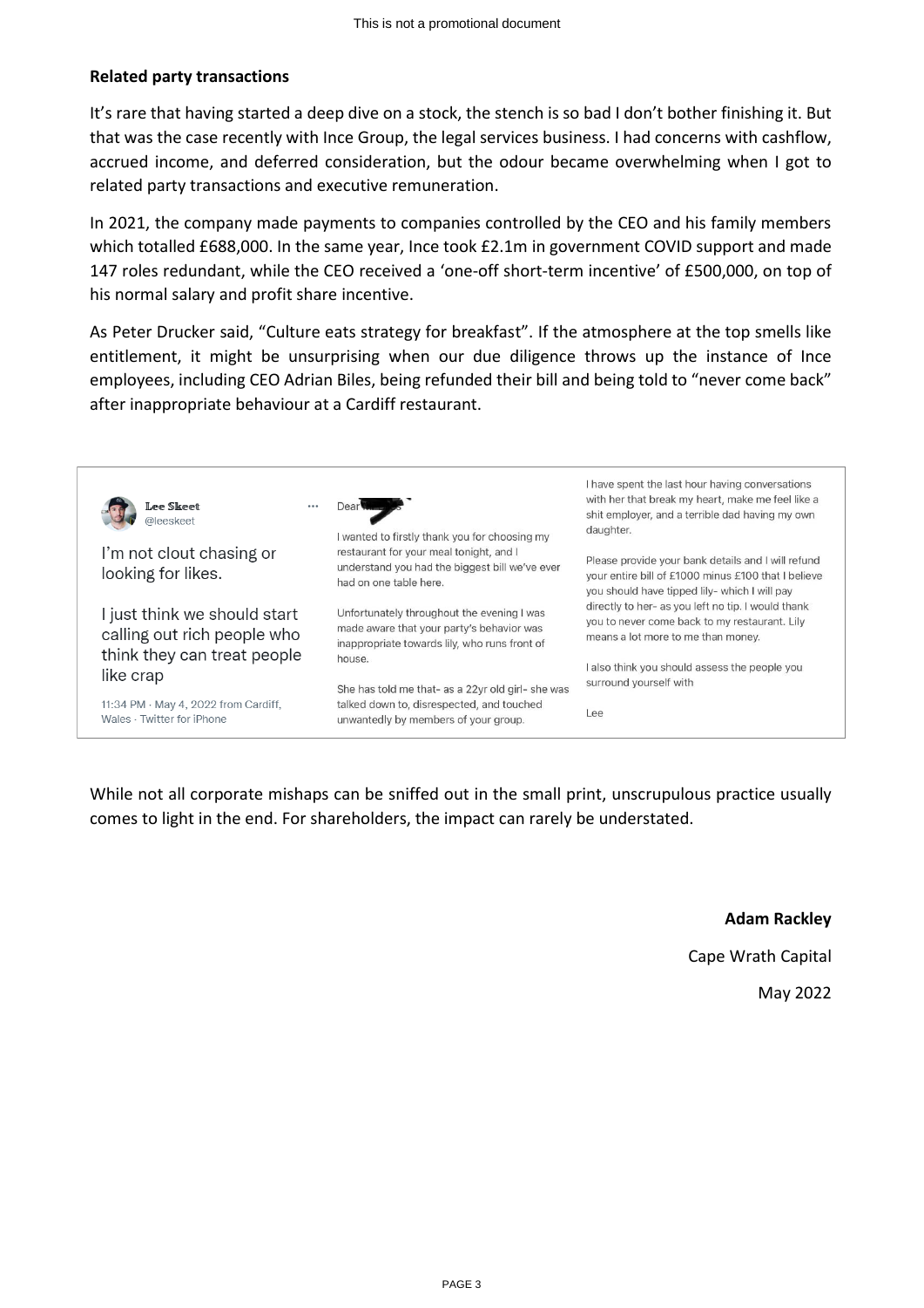**Related party transactions**

It's rare that having started a deep dive on a stock, the stench is so bad I don't bother finishing it. But that was the case recently with Ince Group, the legal services business. I had concerns with cashflow, accrued income, and deferred consideration, but the odour became overwhelming when I got to related party transactions and executive remuneration.

In 2021, the company made payments to companies controlled by the CEO and his family members which totalled £688,000. In the same year, Ince took £2.1m in government COVID support and made 147 roles redundant, while the CEO received a 'one-off short-term incentive' of £500,000, on top of his normal salary and profit share incentive.

As Peter Drucker said, "Culture eats strategy for breakfast". If the atmosphere at the top smells like entitlement, it might be unsurprising when our due diligence throws up the instance of Ince employees, including CEO Adrian Biles, being refunded their bill and being told to "never come back" after inappropriate behaviour at a Cardiff restaurant.

Lee Skeet
@leeskeet

I'm not clout chasing or looking for likes.

I just think we should start calling out rich people who think they can treat people like crap

11:34 PM · May 4, 2022 from Cardiff, Wales · Twitter for iPhone

Dear

I wanted to firstly thank you for choosing my restaurant for your meal tonight, and I understand you had the biggest bill we've ever had on one table here.

Unfortunately throughout the evening I was made aware that your party's behavior was inappropriate towards lily, who runs front of house.

She has told me that- as a 22yr old girl- she was talked down to, disrespected, and touched unwantedly by members of your group.

I have spent the last hour having conversations with her that break my heart, make me feel like a shit employer, and a terrible dad having my own daughter.

Please provide your bank details and I will refund your entire bill of £1000 minus £100 that I believe you should have tipped lily- which I will pay directly to her- as you left no tip. I would thank you to never come back to my restaurant. Lily means a lot more to me than money.

I also think you should assess the people you surround yourself with

Lee

While not all corporate mishaps can be sniffed out in the small print, unscrupulous practice usually comes to light in the end. For shareholders, the impact can rarely be understated.

**Adam Rackley**

Cape Wrath Capital

May 2022